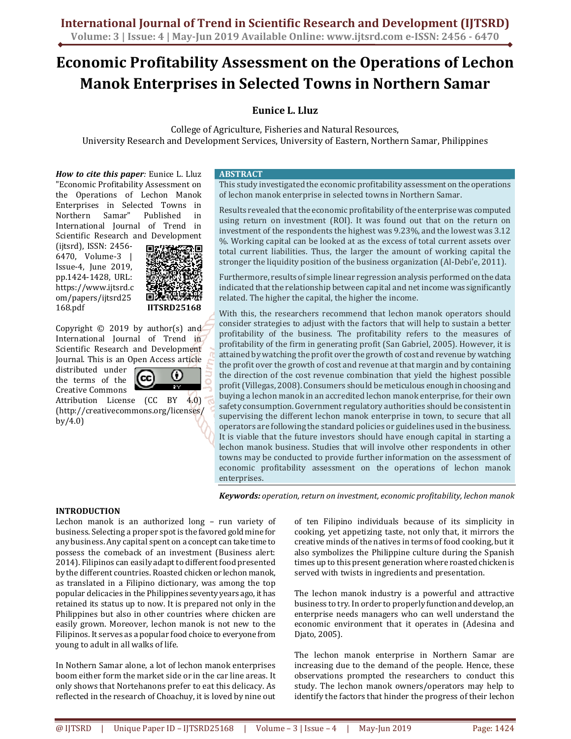# Economic Profitability Assessment on the Operations of Lechon Manok Enterprises in Selected Towns in Northern Samar

**Eunice L. Lluz**

College of Agriculture, Fisheries and Natural Resources,
University Research and Development Services, University of Eastern, Northern Samar, Philippines

***How to cite this paper:*** Eunice L. Lluz "Economic Profitability Assessment on the Operations of Lechon Manok Enterprises in Selected Towns in Northern Samar" Published in International Journal of Trend in Scientific Research and Development (ijtsrd), ISSN: 2456-6470, Volume-3 | Issue-4, June 2019, pp.1424-1428, URL: https://www.ijtsrd.com/papers/ijtsrd25168.pdf

**IJTSRD25168**

Copyright © 2019 by author(s) and International Journal of Trend in Scientific Research and Development Journal. This is an Open Access article distributed under the terms of the Creative Commons Attribution License (CC BY 4.0) (http://creativecommons.org/licenses/by/4.0)

## ABSTRACT

This study investigated the economic profitability assessment on the operations of lechon manok enterprise in selected towns in Northern Samar.

Results revealed that the economic profitability of the enterprise was computed using return on investment (ROI). It was found out that on the return on investment of the respondents the highest was 9.23%, and the lowest was 3.12 %. Working capital can be looked at as the excess of total current assets over total current liabilities. Thus, the larger the amount of working capital the stronger the liquidity position of the business organization (Al-Debi'e, 2011).

Furthermore, results of simple linear regression analysis performed on the data indicated that the relationship between capital and net income was significantly related. The higher the capital, the higher the income.

With this, the researchers recommend that lechon manok operators should consider strategies to adjust with the factors that will help to sustain a better profitability of the business. The profitability refers to the measures of profitability of the firm in generating profit (San Gabriel, 2005). However, it is attained by watching the profit over the growth of cost and revenue by watching the profit over the growth of cost and revenue at that margin and by containing the direction of the cost revenue combination that yield the highest possible profit (Villegas, 2008). Consumers should be meticulous enough in choosing and buying a lechon manok in an accredited lechon manok enterprise, for their own safety consumption. Government regulatory authorities should be consistent in supervising the different lechon manok enterprise in town, to secure that all operators are following the standard policies or guidelines used in the business. It is viable that the future investors should have enough capital in starting a lechon manok business. Studies that will involve other respondents in other towns may be conducted to provide further information on the assessment of economic profitability assessment on the operations of lechon manok enterprises.

***Keywords:*** *operation, return on investment, economic profitability, lechon manok*

## INTRODUCTION

Lechon manok is an authorized long – run variety of business. Selecting a proper spot is the favored gold mine for any business. Any capital spent on a concept can take time to possess the comeback of an investment (Business alert: 2014). Filipinos can easily adapt to different food presented by the different countries. Roasted chicken or lechon manok, as translated in a Filipino dictionary, was among the top popular delicacies in the Philippines seventy years ago, it has retained its status up to now. It is prepared not only in the Philippines but also in other countries where chicken are easily grown. Moreover, lechon manok is not new to the Filipinos. It serves as a popular food choice to everyone from young to adult in all walks of life.

In Nothern Samar alone, a lot of lechon manok enterprises boom either form the market side or in the car line areas. It only shows that Nortehanons prefer to eat this delicacy. As reflected in the research of Choachuy, it is loved by nine out of ten Filipino individuals because of its simplicity in cooking, yet appetizing taste, not only that, it mirrors the creative minds of the natives in terms of food cooking, but it also symbolizes the Philippine culture during the Spanish times up to this present generation where roasted chicken is served with twists in ingredients and presentation.

The lechon manok industry is a powerful and attractive business to try. In order to properly function and develop, an enterprise needs managers who can well understand the economic environment that it operates in (Adesina and Djato, 2005).

The lechon manok enterprise in Northern Samar are increasing due to the demand of the people. Hence, these observations prompted the researchers to conduct this study. The lechon manok owners/operators may help to identify the factors that hinder the progress of their lechon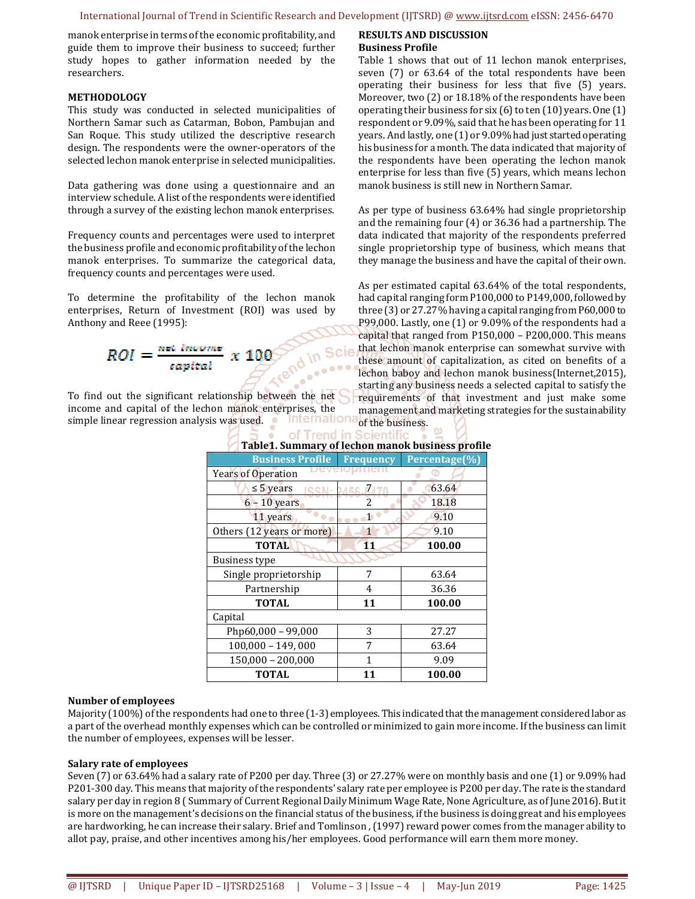manok enterprise in terms of the economic profitability, and guide them to improve their business to succeed; further study hopes to gather information needed by the researchers.

## METHODOLOGY

This study was conducted in selected municipalities of Northern Samar such as Catarman, Bobon, Pambujan and San Roque. This study utilized the descriptive research design. The respondents were the owner-operators of the selected lechon manok enterprise in selected municipalities.

Data gathering was done using a questionnaire and an interview schedule. A list of the respondents were identified through a survey of the existing lechon manok enterprises.

Frequency counts and percentages were used to interpret the business profile and economic profitability of the lechon manok enterprises. To summarize the categorical data, frequency counts and percentages were used.

To determine the profitability of the lechon manok enterprises, Return of Investment (ROI) was used by Anthony and Reee (1995):

$$ROI = \frac{net\ income}{capital}\ x\ 100$$

To find out the significant relationship between the net income and capital of the lechon manok enterprises, the simple linear regression analysis was used.

## RESULTS AND DISCUSSION

### Business Profile

Table 1 shows that out of 11 lechon manok enterprises, seven (7) or 63.64 of the total respondents have been operating their business for less that five (5) years. Moreover, two (2) or 18.18% of the respondents have been operating their business for six (6) to ten (10) years. One (1) respondent or 9.09%, said that he has been operating for 11 years. And lastly, one (1) or 9.09% had just started operating his business for a month. The data indicated that majority of the respondents have been operating the lechon manok enterprise for less than five (5) years, which means lechon manok business is still new in Northern Samar.

As per type of business 63.64% had single proprietorship and the remaining four (4) or 36.36 had a partnership. The data indicated that majority of the respondents preferred single proprietorship type of business, which means that they manage the business and have the capital of their own.

As per estimated capital 63.64% of the total respondents, had capital ranging form P100,000 to P149,000, followed by three (3) or 27.27% having a capital ranging from P60,000 to P99,000. Lastly, one (1) or 9.09% of the respondents had a capital that ranged from P150,000 – P200,000. This means that lechon manok enterprise can somewhat survive with these amount of capitalization, as cited on benefits of a lechon baboy and lechon manok business(Internet,2015), starting any business needs a selected capital to satisfy the requirements of that investment and just make some management and marketing strategies for the sustainability of the business.

**Table1. Summary of lechon manok business profile**

| Business Profile | Frequency | Percentage(%) |
|---|---|---|
| Years of Operation | | |
| ≤ 5 years | 7 | 63.64 |
| 6 – 10 years | 2 | 18.18 |
| 11 years | 1 | 9.10 |
| Others (12 years or more) | 1 | 9.10 |
| **TOTAL** | **11** | **100.00** |
| Business type | | |
| Single proprietorship | 7 | 63.64 |
| Partnership | 4 | 36.36 |
| **TOTAL** | **11** | **100.00** |
| Capital | | |
| Php60,000 – 99,000 | 3 | 27.27 |
| 100,000 – 149, 000 | 7 | 63.64 |
| 150,000 – 200,000 | 1 | 9.09 |
| **TOTAL** | **11** | **100.00** |

### Number of employees

Majority (100%) of the respondents had one to three (1-3) employees. This indicated that the management considered labor as a part of the overhead monthly expenses which can be controlled or minimized to gain more income. If the business can limit the number of employees, expenses will be lesser.

### Salary rate of employees

Seven (7) or 63.64% had a salary rate of P200 per day. Three (3) or 27.27% were on monthly basis and one (1) or 9.09% had P201-300 day. This means that majority of the respondents' salary rate per employee is P200 per day. The rate is the standard salary per day in region 8 ( Summary of Current Regional Daily Minimum Wage Rate, None Agriculture, as of June 2016). But it is more on the management's decisions on the financial status of the business, if the business is doing great and his employees are hardworking, he can increase their salary. Brief and Tomlinson , (1997) reward power comes from the manager ability to allot pay, praise, and other incentives among his/her employees. Good performance will earn them more money.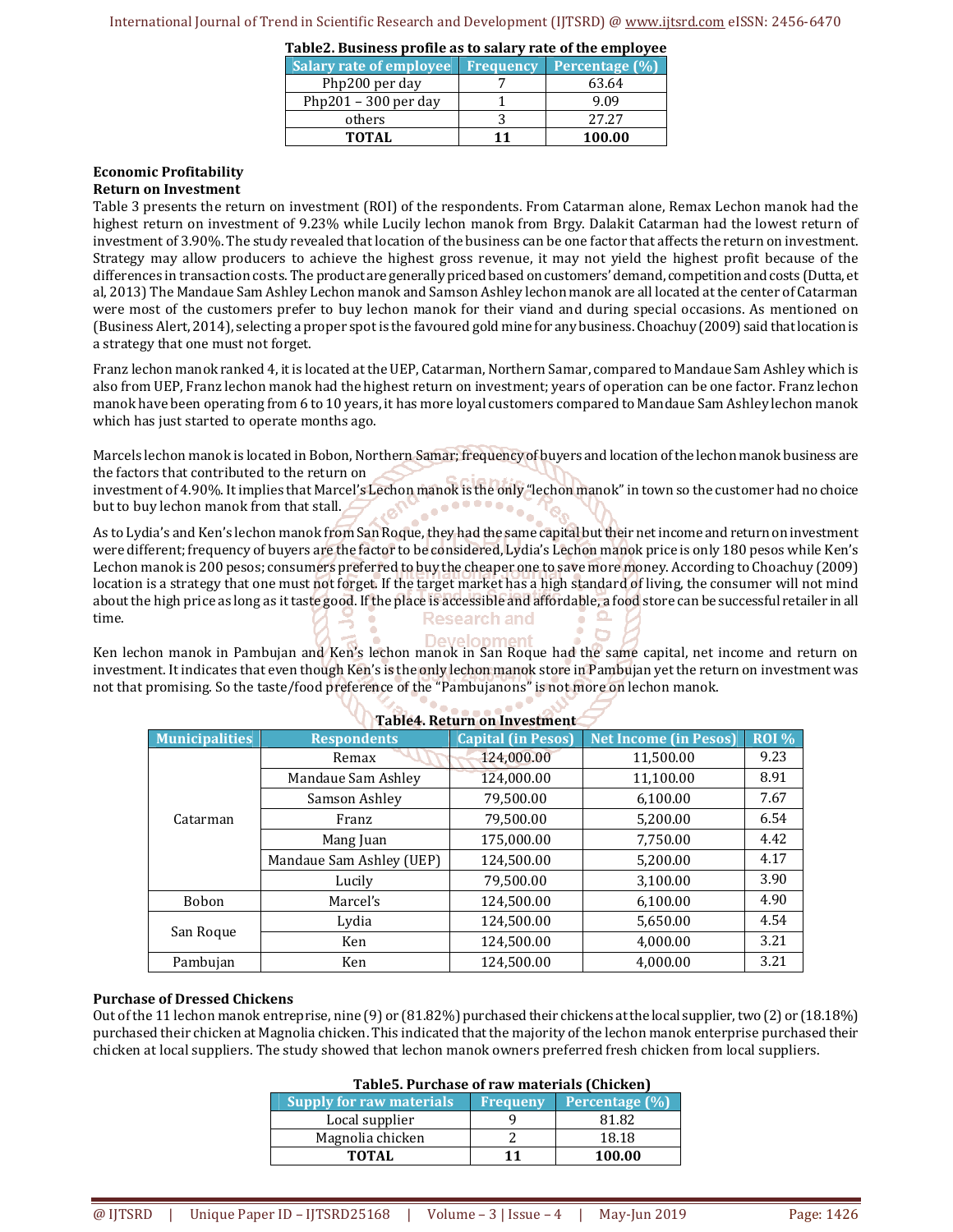**Table2. Business profile as to salary rate of the employee**

| Salary rate of employee | Frequency | Percentage (%) |
|---|---|---|
| Php200 per day | 7 | 63.64 |
| Php201 – 300 per day | 1 | 9.09 |
| others | 3 | 27.27 |
| **TOTAL** | **11** | **100.00** |

**Economic Profitability**

**Return on Investment**

Table 3 presents the return on investment (ROI) of the respondents. From Catarman alone, Remax Lechon manok had the highest return on investment of 9.23% while Lucily lechon manok from Brgy. Dalakit Catarman had the lowest return of investment of 3.90%. The study revealed that location of the business can be one factor that affects the return on investment. Strategy may allow producers to achieve the highest gross revenue, it may not yield the highest profit because of the differences in transaction costs. The product are generally priced based on customers' demand, competition and costs (Dutta, et al, 2013) The Mandaue Sam Ashley Lechon manok and Samson Ashley lechon manok are all located at the center of Catarman were most of the customers prefer to buy lechon manok for their viand and during special occasions. As mentioned on (Business Alert, 2014), selecting a proper spot is the favoured gold mine for any business. Choachuy (2009) said that location is a strategy that one must not forget.

Franz lechon manok ranked 4, it is located at the UEP, Catarman, Northern Samar, compared to Mandaue Sam Ashley which is also from UEP, Franz lechon manok had the highest return on investment; years of operation can be one factor. Franz lechon manok have been operating from 6 to 10 years, it has more loyal customers compared to Mandaue Sam Ashley lechon manok which has just started to operate months ago.

Marcels lechon manok is located in Bobon, Northern Samar; frequency of buyers and location of the lechon manok business are the factors that contributed to the return on investment of 4.90%. It implies that Marcel's Lechon manok is the only "lechon manok" in town so the customer had no choice but to buy lechon manok from that stall.

As to Lydia's and Ken's lechon manok from San Roque, they had the same capital but their net income and return on investment were different; frequency of buyers are the factor to be considered, Lydia's Lechon manok price is only 180 pesos while Ken's Lechon manok is 200 pesos; consumers preferred to buy the cheaper one to save more money. According to Choachuy (2009) location is a strategy that one must not forget. If the target market has a high standard of living, the consumer will not mind about the high price as long as it taste good. If the place is accessible and affordable, a food store can be successful retailer in all time.

Ken lechon manok in Pambujan and Ken's lechon manok in San Roque had the same capital, net income and return on investment. It indicates that even though Ken's is the only lechon manok store in Pambujan yet the return on investment was not that promising. So the taste/food preference of the "Pambujanons" is not more on lechon manok.

**Table4. Return on Investment**

| Municipalities | Respondents | Capital (in Pesos) | Net Income (in Pesos) | ROI % |
|---|---|---|---|---|
| Catarman | Remax | 124,000.00 | 11,500.00 | 9.23 |
| | Mandaue Sam Ashley | 124,000.00 | 11,100.00 | 8.91 |
| | Samson Ashley | 79,500.00 | 6,100.00 | 7.67 |
| | Franz | 79,500.00 | 5,200.00 | 6.54 |
| | Mang Juan | 175,000.00 | 7,750.00 | 4.42 |
| | Mandaue Sam Ashley (UEP) | 124,500.00 | 5,200.00 | 4.17 |
| | Lucily | 79,500.00 | 3,100.00 | 3.90 |
| Bobon | Marcel's | 124,500.00 | 6,100.00 | 4.90 |
| San Roque | Lydia | 124,500.00 | 5,650.00 | 4.54 |
| | Ken | 124,500.00 | 4,000.00 | 3.21 |
| Pambujan | Ken | 124,500.00 | 4,000.00 | 3.21 |

**Purchase of Dressed Chickens**

Out of the 11 lechon manok entreprise, nine (9) or (81.82%) purchased their chickens at the local supplier, two (2) or (18.18%) purchased their chicken at Magnolia chicken. This indicated that the majority of the lechon manok enterprise purchased their chicken at local suppliers. The study showed that lechon manok owners preferred fresh chicken from local suppliers.

**Table5. Purchase of raw materials (Chicken)**

| Supply for raw materials | Frequeny | Percentage (%) |
|---|---|---|
| Local supplier | 9 | 81.82 |
| Magnolia chicken | 2 | 18.18 |
| **TOTAL** | **11** | **100.00** |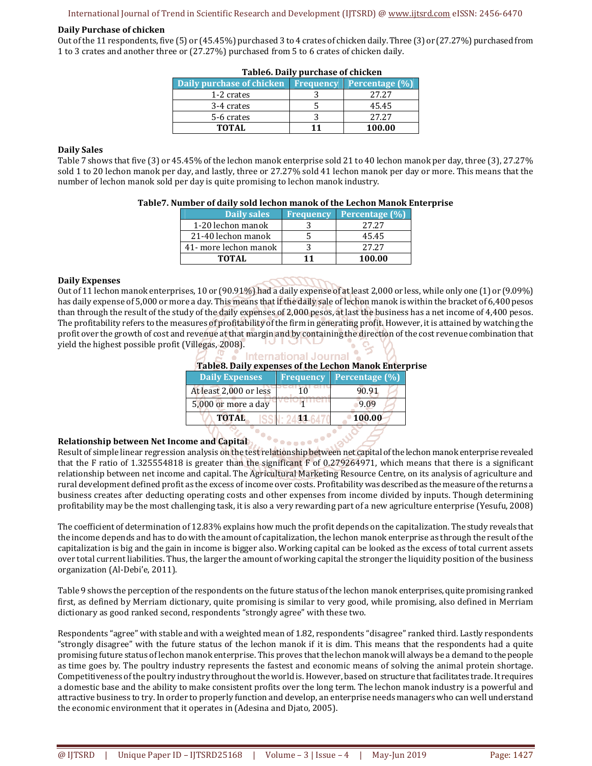### Daily Purchase of chicken

Out of the 11 respondents, five (5) or (45.45%) purchased 3 to 4 crates of chicken daily. Three (3) or (27.27%) purchased from 1 to 3 crates and another three or (27.27%) purchased from 5 to 6 crates of chicken daily.

**Table6. Daily purchase of chicken**

| Daily purchase of chicken | Frequency | Percentage (%) |
|---|---|---|
| 1-2 crates | 3 | 27.27 |
| 3-4 crates | 5 | 45.45 |
| 5-6 crates | 3 | 27.27 |
| **TOTAL** | **11** | **100.00** |

### Daily Sales

Table 7 shows that five (3) or 45.45% of the lechon manok enterprise sold 21 to 40 lechon manok per day, three (3), 27.27% sold 1 to 20 lechon manok per day, and lastly, three or 27.27% sold 41 lechon manok per day or more. This means that the number of lechon manok sold per day is quite promising to lechon manok industry.

**Table7. Number of daily sold lechon manok of the Lechon Manok Enterprise**

| Daily sales | Frequency | Percentage (%) |
|---|---|---|
| 1-20 lechon manok | 3 | 27.27 |
| 21-40 lechon manok | 5 | 45.45 |
| 41- more lechon manok | 3 | 27.27 |
| **TOTAL** | **11** | **100.00** |

### Daily Expenses

Out of 11 lechon manok enterprises, 10 or (90.91%) had a daily expense of at least 2,000 or less, while only one (1) or (9.09%) has daily expense of 5,000 or more a day. This means that if the daily sale of lechon manok is within the bracket of 6,400 pesos than through the result of the study of the daily expenses of 2,000 pesos, at last the business has a net income of 4,400 pesos. The profitability refers to the measures of profitability of the firm in generating profit. However, it is attained by watching the profit over the growth of cost and revenue at that margin and by containing the direction of the cost revenue combination that yield the highest possible profit (Villegas, 2008).

**Table8. Daily expenses of the Lechon Manok Enterprise**

| Daily Expenses | Frequency | Percentage (%) |
|---|---|---|
| At least 2,000 or less | 10 | 90.91 |
| 5,000 or more a day | 1 | 9.09 |
| **TOTAL** | **11** | **100.00** |

### Relationship between Net Income and Capital

Result of simple linear regression analysis on the test relationship between net capital of the lechon manok enterprise revealed that the F ratio of 1.325554818 is greater than the significant F of 0.279264971, which means that there is a significant relationship between net income and capital. The Agricultural Marketing Resource Centre, on its analysis of agriculture and rural development defined profit as the excess of income over costs. Profitability was described as the measure of the returns a business creates after deducting operating costs and other expenses from income divided by inputs. Though determining profitability may be the most challenging task, it is also a very rewarding part of a new agriculture enterprise (Yesufu, 2008)

The coefficient of determination of 12.83% explains how much the profit depends on the capitalization. The study reveals that the income depends and has to do with the amount of capitalization, the lechon manok enterprise as through the result of the capitalization is big and the gain in income is bigger also. Working capital can be looked as the excess of total current assets over total current liabilities. Thus, the larger the amount of working capital the stronger the liquidity position of the business organization (Al-Debi'e, 2011).

Table 9 shows the perception of the respondents on the future status of the lechon manok enterprises, quite promising ranked first, as defined by Merriam dictionary, quite promising is similar to very good, while promising, also defined in Merriam dictionary as good ranked second, respondents "strongly agree" with these two.

Respondents "agree" with stable and with a weighted mean of 1.82, respondents "disagree" ranked third. Lastly respondents "strongly disagree" with the future status of the lechon manok if it is dim. This means that the respondents had a quite promising future status of lechon manok enterprise. This proves that the lechon manok will always be a demand to the people as time goes by. The poultry industry represents the fastest and economic means of solving the animal protein shortage. Competitiveness of the poultry industry throughout the world is. However, based on structure that facilitates trade. It requires a domestic base and the ability to make consistent profits over the long term. The lechon manok industry is a powerful and attractive business to try. In order to properly function and develop, an enterprise needs managers who can well understand the economic environment that it operates in (Adesina and Djato, 2005).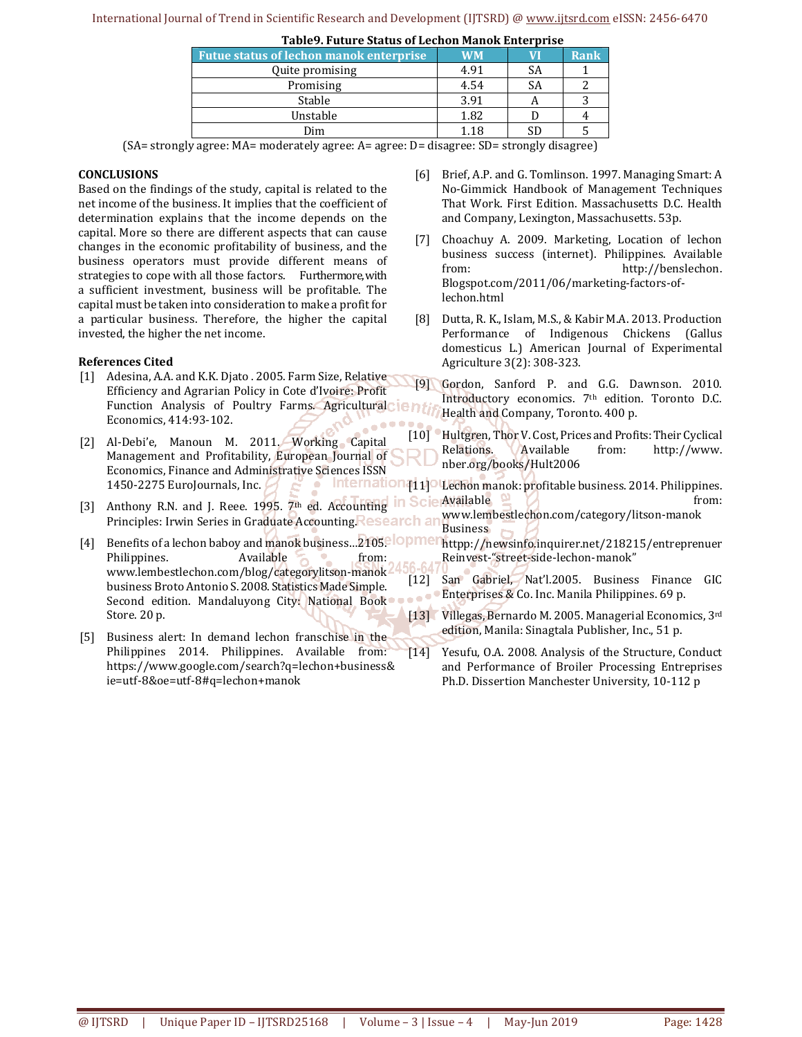**Table9. Future Status of Lechon Manok Enterprise**

| Futue status of lechon manok enterprise | WM | VI | Rank |
|---|---|---|---|
| Quite promising | 4.91 | SA | 1 |
| Promising | 4.54 | SA | 2 |
| Stable | 3.91 | A | 3 |
| Unstable | 1.82 | D | 4 |
| Dim | 1.18 | SD | 5 |

(SA= strongly agree: MA= moderately agree: A= agree: D= disagree: SD= strongly disagree)

## CONCLUSIONS

Based on the findings of the study, capital is related to the net income of the business. It implies that the coefficient of determination explains that the income depends on the capital. More so there are different aspects that can cause changes in the economic profitability of business, and the business operators must provide different means of strategies to cope with all those factors. Furthermore,with a sufficient investment, business will be profitable. The capital must be taken into consideration to make a profit for a particular business. Therefore, the higher the capital invested, the higher the net income.

## References Cited

[1] Adesina, A.A. and K.K. Djato . 2005. Farm Size, Relative Efficiency and Agrarian Policy in Cote d'Ivoire: Profit Function Analysis of Poultry Farms. Agricultural Economics, 414:93-102.

[2] Al-Debi'e, Manoun M. 2011. Working Capital Management and Profitability, European Journal of Economics, Finance and Administrative Sciences ISSN 1450-2275 EuroJournals, Inc.

[3] Anthony R.N. and J. Reee. 1995. 7th ed. Accounting Principles: Irwin Series in Graduate Accounting.

[4] Benefits of a lechon baboy and manok business...2105. Philippines. Available from: www.lembestlechon.com/blog/categorylitson-manok business Broto Antonio S. 2008. Statistics Made Simple. Second edition. Mandaluyong City: National Book Store. 20 p.

[5] Business alert: In demand lechon franschise in the Philippines 2014. Philippines. Available from: https://www.google.com/search?q=lechon+business&ie=utf-8&oe=utf-8#q=lechon+manok

[6] Brief, A.P. and G. Tomlinson. 1997. Managing Smart: A No-Gimmick Handbook of Management Techniques That Work. First Edition. Massachusetts D.C. Health and Company, Lexington, Massachusetts. 53p.

[7] Choachuy A. 2009. Marketing, Location of lechon business success (internet). Philippines. Available from: http://benslechon. Blogspot.com/2011/06/marketing-factors-of-lechon.html

[8] Dutta, R. K., Islam, M.S., & Kabir M.A. 2013. Production Performance of Indigenous Chickens (Gallus domesticus L.) American Journal of Experimental Agriculture 3(2): 308-323.

[9] Gordon, Sanford P. and G.G. Dawnson. 2010. Introductory economics. 7th edition. Toronto D.C. Health and Company, Toronto. 400 p.

[10] Hultgren, Thor V. Cost, Prices and Profits: Their Cyclical Relations. Available from: http://www. nber.org/books/Hult2006

[11] Lechon manok: profitable business. 2014. Philippines. Available from: www.lembestlechon.com/category/litson-manok Business httpp://newsinfo.inquirer.net/218215/entreprenuer Reinvest-"street-side-lechon-manok"

[12] San Gabriel, Nat'l.2005. Business Finance GIC Enterprises & Co. Inc. Manila Philippines. 69 p.

[13] Villegas, Bernardo M. 2005. Managerial Economics, 3rd edition, Manila: Sinagtala Publisher, Inc., 51 p.

[14] Yesufu, O.A. 2008. Analysis of the Structure, Conduct and Performance of Broiler Processing Entreprises Ph.D. Dissertion Manchester University, 10-112 p